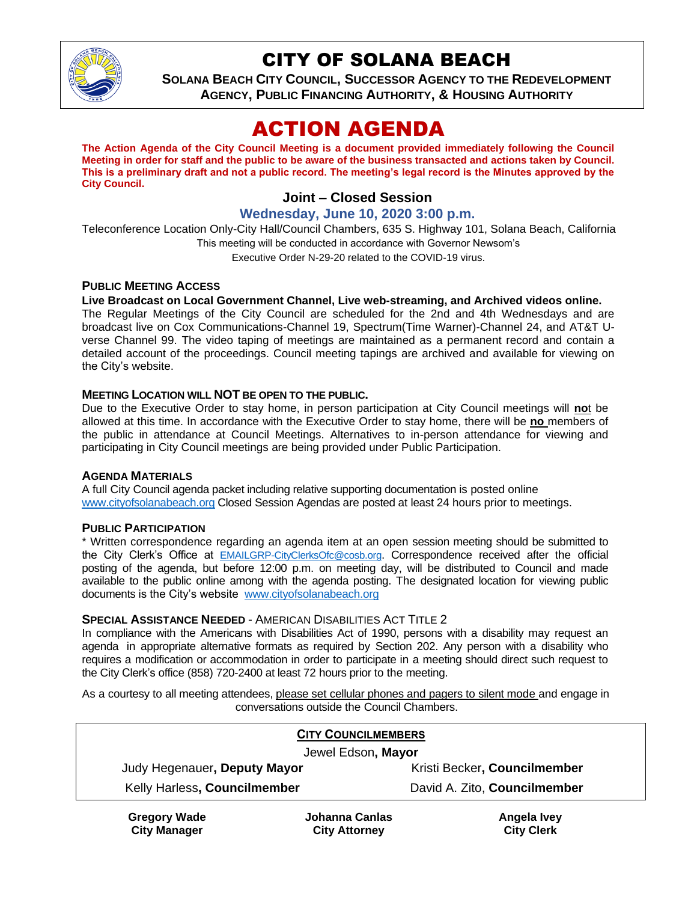# CITY OF SOLANA BEACH

**SOLANA BEACH CITY COUNCIL, SUCCESSOR AGENCY TO THE REDEVELOPMENT AGENCY, PUBLIC FINANCING AUTHORITY, & HOUSING AUTHORITY**

# ACTION AGENDA

**The Action Agenda of the City Council Meeting is a document provided immediately following the Council Meeting in order for staff and the public to be aware of the business transacted and actions taken by Council. This is a preliminary draft and not a public record. The meeting's legal record is the Minutes approved by the City Council.**

## Joint – Closed Session

### Wednesday, June 10, 2020 3:00 p.m.

Teleconference Location Only-City Hall/Council Chambers, 635 S. Highway 101, Solana Beach, California
This meeting will be conducted in accordance with Governor Newsom's
Executive Order N-29-20 related to the COVID-19 virus.

### PUBLIC MEETING ACCESS

**Live Broadcast on Local Government Channel, Live web-streaming, and Archived videos online.**
The Regular Meetings of the City Council are scheduled for the 2nd and 4th Wednesdays and are broadcast live on Cox Communications-Channel 19, Spectrum(Time Warner)-Channel 24, and AT&T U-verse Channel 99. The video taping of meetings are maintained as a permanent record and contain a detailed account of the proceedings. Council meeting tapings are archived and available for viewing on the City's website.

### MEETING LOCATION WILL NOT BE OPEN TO THE PUBLIC.

Due to the Executive Order to stay home, in person participation at City Council meetings will **no**t be allowed at this time. In accordance with the Executive Order to stay home, there will be **no** members of the public in attendance at Council Meetings. Alternatives to in-person attendance for viewing and participating in City Council meetings are being provided under Public Participation.

### AGENDA MATERIALS

A full City Council agenda packet including relative supporting documentation is posted online www.cityofsolanabeach.org Closed Session Agendas are posted at least 24 hours prior to meetings.

### PUBLIC PARTICIPATION

* Written correspondence regarding an agenda item at an open session meeting should be submitted to the City Clerk's Office at EMAILGRP-CityClerksOfc@cosb.org. Correspondence received after the official posting of the agenda, but before 12:00 p.m. on meeting day, will be distributed to Council and made available to the public online among with the agenda posting. The designated location for viewing public documents is the City's website www.cityofsolanabeach.org

### SPECIAL ASSISTANCE NEEDED - AMERICAN DISABILITIES ACT TITLE 2

In compliance with the Americans with Disabilities Act of 1990, persons with a disability may request an agenda in appropriate alternative formats as required by Section 202. Any person with a disability who requires a modification or accommodation in order to participate in a meeting should direct such request to the City Clerk's office (858) 720-2400 at least 72 hours prior to the meeting.

As a courtesy to all meeting attendees, please set cellular phones and pagers to silent mode and engage in conversations outside the Council Chambers.

**CITY COUNCILMEMBERS**

Jewel Edson, **Mayor**

Judy Hegenauer, **Deputy Mayor** | Kristi Becker, **Councilmember**

Kelly Harless, **Councilmember** | David A. Zito, **Councilmember**

**Gregory Wade**
**City Manager**

**Johanna Canlas**
**City Attorney**

**Angela Ivey**
**City Clerk**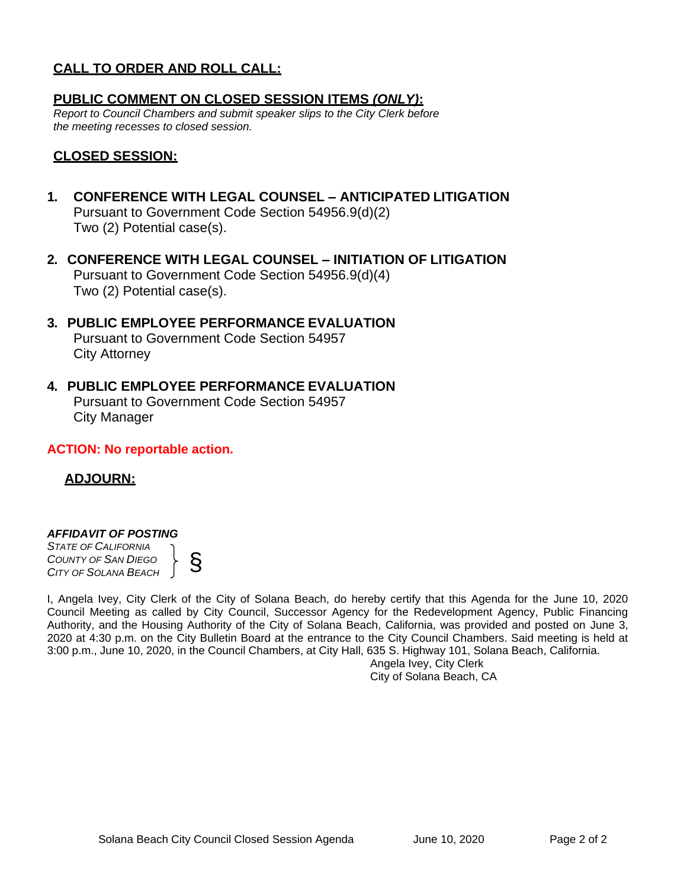## CALL TO ORDER AND ROLL CALL:

## PUBLIC COMMENT ON CLOSED SESSION ITEMS *(ONLY)*:

*Report to Council Chambers and submit speaker slips to the City Clerk before the meeting recesses to closed session.*

## CLOSED SESSION:

**1. CONFERENCE WITH LEGAL COUNSEL – ANTICIPATED LITIGATION**
Pursuant to Government Code Section 54956.9(d)(2)
Two (2) Potential case(s).

**2. CONFERENCE WITH LEGAL COUNSEL – INITIATION OF LITIGATION**
Pursuant to Government Code Section 54956.9(d)(4)
Two (2) Potential case(s).

**3. PUBLIC EMPLOYEE PERFORMANCE EVALUATION**
Pursuant to Government Code Section 54957
City Attorney

**4. PUBLIC EMPLOYEE PERFORMANCE EVALUATION**
Pursuant to Government Code Section 54957
City Manager

**ACTION: No reportable action.**

## ADJOURN:

***AFFIDAVIT OF POSTING***

*STATE OF CALIFORNIA*
*COUNTY OF SAN DIEGO* } §
*CITY OF SOLANA BEACH*

I, Angela Ivey, City Clerk of the City of Solana Beach, do hereby certify that this Agenda for the June 10, 2020 Council Meeting as called by City Council, Successor Agency for the Redevelopment Agency, Public Financing Authority, and the Housing Authority of the City of Solana Beach, California, was provided and posted on June 3, 2020 at 4:30 p.m. on the City Bulletin Board at the entrance to the City Council Chambers. Said meeting is held at 3:00 p.m., June 10, 2020, in the Council Chambers, at City Hall, 635 S. Highway 101, Solana Beach, California.

Angela Ivey, City Clerk
City of Solana Beach, CA